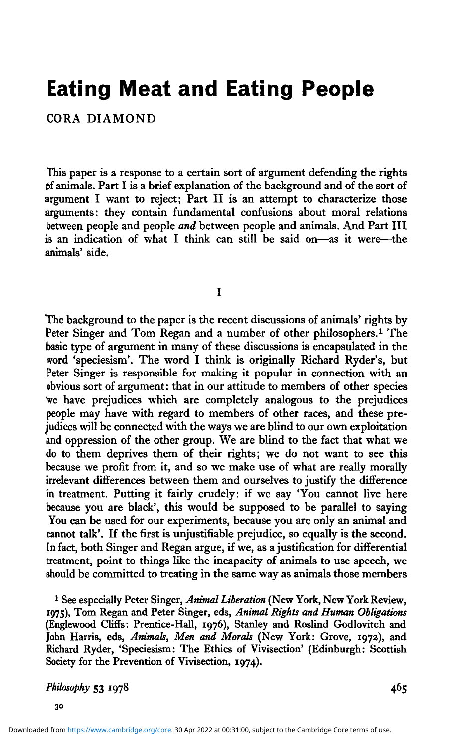# Eating Meat and Eating People

CORA DIAMOND

This paper is a response to a certain sort of argument defending the rights of animals. Part I is a brief explanation of the background and of the sort of argument I want to reject; Part II is an attempt to characterize those arguments: they contain fundamental confusions about moral relations between people and people *and* between people and animals. And Part III is an indication of what I think can still be said on—as it were—the animals' side.

## I

The background to the paper is the recent discussions of animals' rights by Peter Singer and Tom Regan and a number of other philosophers.[1] The basic type of argument in many of these discussions is encapsulated in the word 'speciesism'. The word I think is originally Richard Ryder's, but Peter Singer is responsible for making it popular in connection with an obvious sort of argument: that in our attitude to members of other species we have prejudices which are completely analogous to the prejudices people may have with regard to members of other races, and these prejudices will be connected with the ways we are blind to our own exploitation and oppression of the other group. We are blind to the fact that what we do to them deprives them of their rights; we do not want to see this because we profit from it, and so we make use of what are really morally irrelevant differences between them and ourselves to justify the difference in treatment. Putting it fairly crudely: if we say 'You cannot live here because you are black', this would be supposed to be parallel to saying You can be used for our experiments, because you are only an animal and cannot talk'. If the first is unjustifiable prejudice, so equally is the second. In fact, both Singer and Regan argue, if we, as a justification for differential treatment, point to things like the incapacity of animals to use speech, we should be committed to treating in the same way as animals those members

[1] See especially Peter Singer, *Animal Liberation* (New York, New York Review, 1975), Tom Regan and Peter Singer, eds, *Animal Rights and Human Obligations* (Englewood Cliffs: Prentice-Hall, 1976), Stanley and Roslind Godlovitch and John Harris, eds, *Animals, Men and Morals* (New York: Grove, 1972), and Richard Ryder, 'Speciesism: The Ethics of Vivisection' (Edinburgh: Scottish Society for the Prevention of Vivisection, 1974).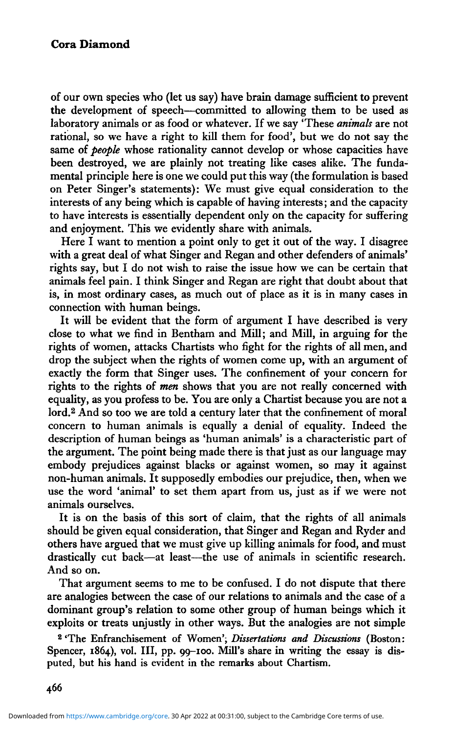of our own species who (let us say) have brain damage sufficient to prevent the development of speech—committed to allowing them to be used as laboratory animals or as food or whatever. If we say 'These *animals* are not rational, so we have a right to kill them for food', but we do not say the same of *people* whose rationality cannot develop or whose capacities have been destroyed, we are plainly not treating like cases alike. The fundamental principle here is one we could put this way (the formulation is based on Peter Singer's statements): We must give equal consideration to the interests of any being which is capable of having interests; and the capacity to have interests is essentially dependent only on the capacity for suffering and enjoyment. This we evidently share with animals.

Here I want to mention a point only to get it out of the way. I disagree with a great deal of what Singer and Regan and other defenders of animals' rights say, but I do not wish to raise the issue how we can be certain that animals feel pain. I think Singer and Regan are right that doubt about that is, in most ordinary cases, as much out of place as it is in many cases in connection with human beings.

It will be evident that the form of argument I have described is very close to what we find in Bentham and Mill; and Mill, in arguing for the rights of women, attacks Chartists who fight for the rights of all men, and drop the subject when the rights of women come up, with an argument of exactly the form that Singer uses. The confinement of your concern for rights to the rights of *men* shows that you are not really concerned with equality, as you profess to be. You are only a Chartist because you are not a lord.[2] And so too we are told a century later that the confinement of moral concern to human animals is equally a denial of equality. Indeed the description of human beings as 'human animals' is a characteristic part of the argument. The point being made there is that just as our language may embody prejudices against blacks or against women, so may it against non-human animals. It supposedly embodies our prejudice, then, when we use the word 'animal' to set them apart from us, just as if we were not animals ourselves.

It is on the basis of this sort of claim, that the rights of all animals should be given equal consideration, that Singer and Regan and Ryder and others have argued that we must give up killing animals for food, and must drastically cut back—at least—the use of animals in scientific research. And so on.

That argument seems to me to be confused. I do not dispute that there are analogies between the case of our relations to animals and the case of a dominant group's relation to some other group of human beings which it exploits or treats unjustly in other ways. But the analogies are not simple

[2] 'The Enfranchisement of Women', *Dissertations and Discussions* (Boston: Spencer, 1864), vol. III, pp. 99–100. Mill's share in writing the essay is disputed, but his hand is evident in the remarks about Chartism.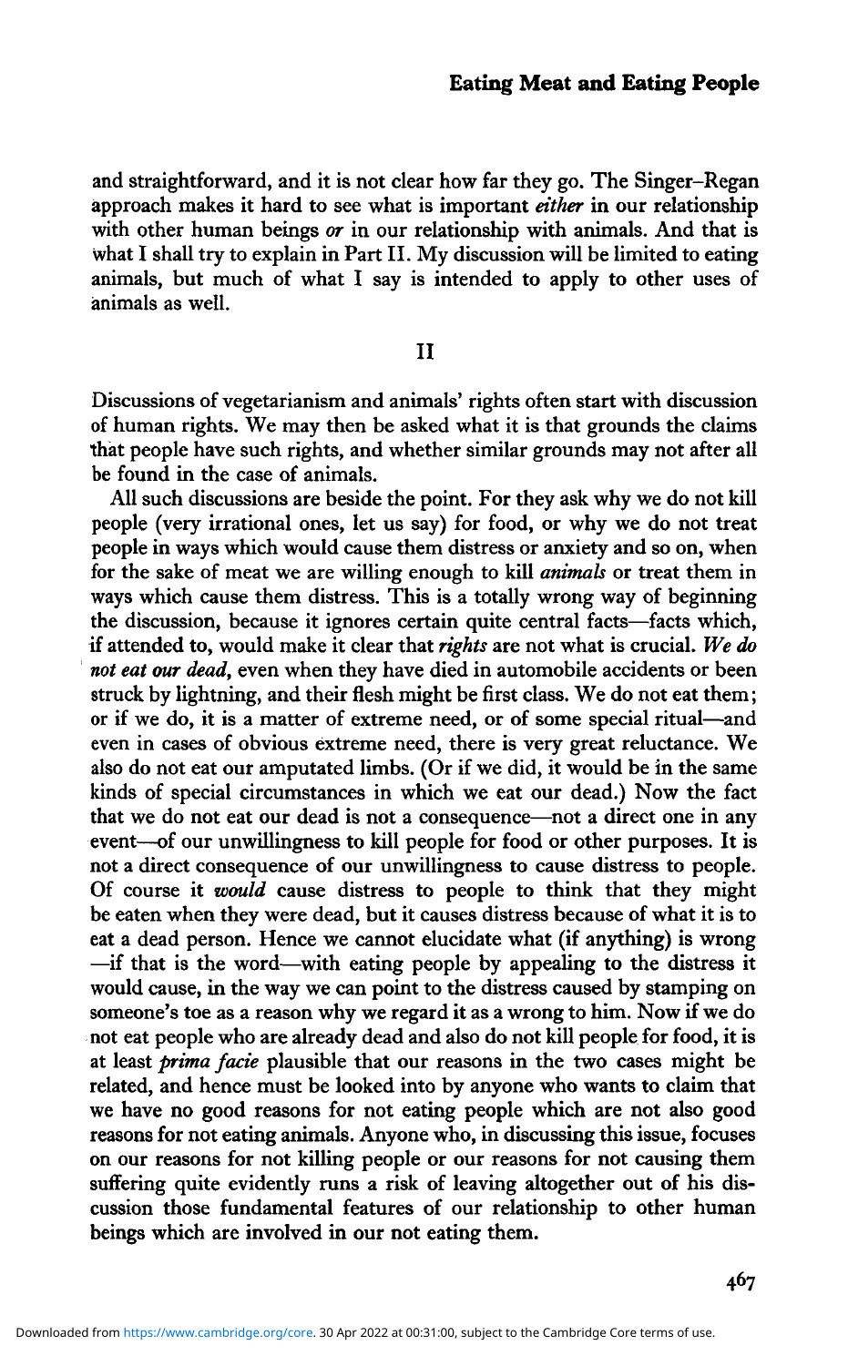and straightforward, and it is not clear how far they go. The Singer–Regan approach makes it hard to see what is important *either* in our relationship with other human beings *or* in our relationship with animals. And that is what I shall try to explain in Part II. My discussion will be limited to eating animals, but much of what I say is intended to apply to other uses of animals as well.

## II

Discussions of vegetarianism and animals' rights often start with discussion of human rights. We may then be asked what it is that grounds the claims that people have such rights, and whether similar grounds may not after all be found in the case of animals.

All such discussions are beside the point. For they ask why we do not kill people (very irrational ones, let us say) for food, or why we do not treat people in ways which would cause them distress or anxiety and so on, when for the sake of meat we are willing enough to kill *animals* or treat them in ways which cause them distress. This is a totally wrong way of beginning the discussion, because it ignores certain quite central facts—facts which, if attended to, would make it clear that *rights* are not what is crucial. *We do not eat our dead*, even when they have died in automobile accidents or been struck by lightning, and their flesh might be first class. We do not eat them; or if we do, it is a matter of extreme need, or of some special ritual—and even in cases of obvious extreme need, there is very great reluctance. We also do not eat our amputated limbs. (Or if we did, it would be in the same kinds of special circumstances in which we eat our dead.) Now the fact that we do not eat our dead is not a consequence—not a direct one in any event—of our unwillingness to kill people for food or other purposes. It is not a direct consequence of our unwillingness to cause distress to people. Of course it *would* cause distress to people to think that they might be eaten when they were dead, but it causes distress because of what it is to eat a dead person. Hence we cannot elucidate what (if anything) is wrong —if that is the word—with eating people by appealing to the distress it would cause, in the way we can point to the distress caused by stamping on someone's toe as a reason why we regard it as a wrong to him. Now if we do not eat people who are already dead and also do not kill people for food, it is at least *prima facie* plausible that our reasons in the two cases might be related, and hence must be looked into by anyone who wants to claim that we have no good reasons for not eating people which are not also good reasons for not eating animals. Anyone who, in discussing this issue, focuses on our reasons for not killing people or our reasons for not causing them suffering quite evidently runs a risk of leaving altogether out of his discussion those fundamental features of our relationship to other human beings which are involved in our not eating them.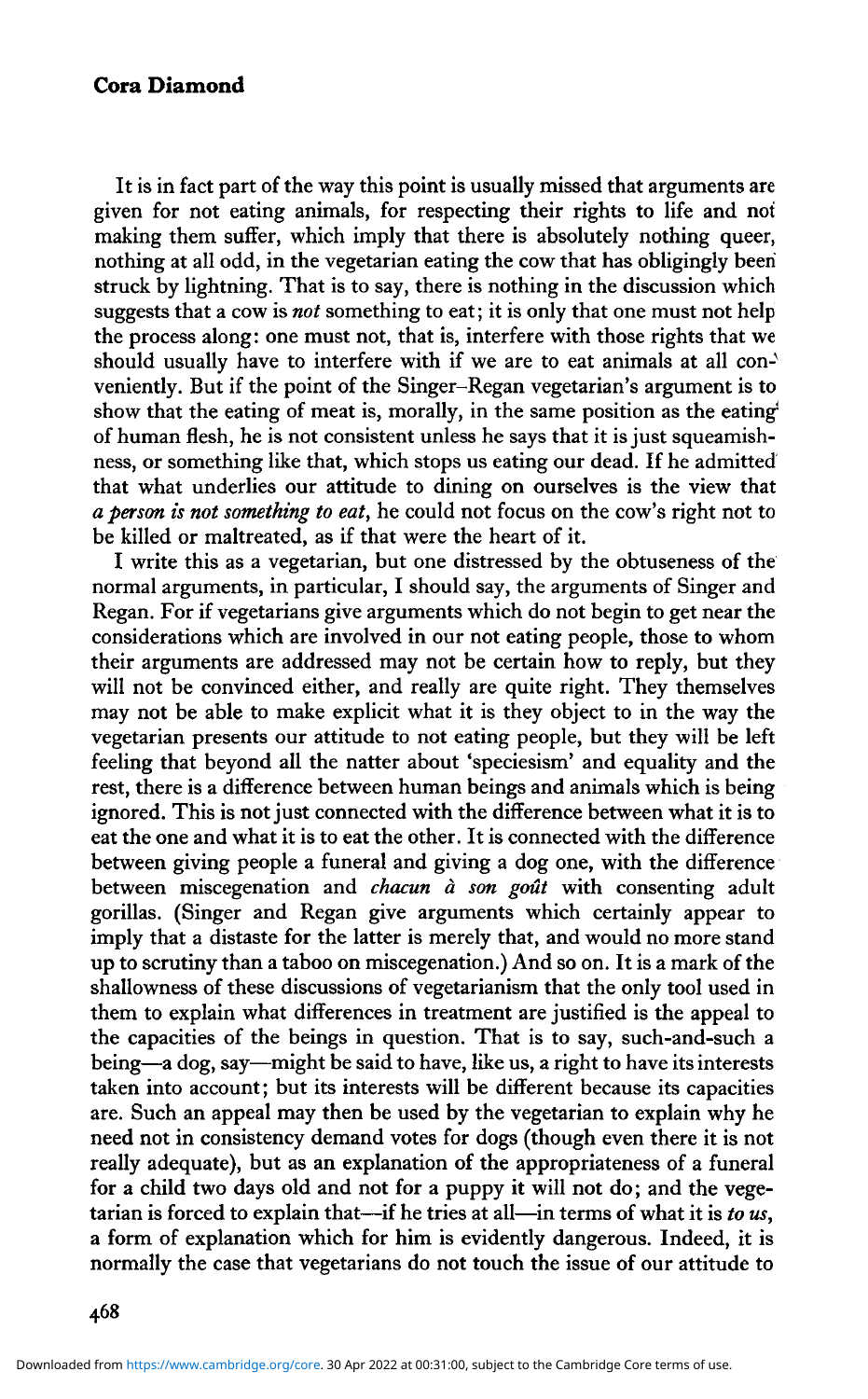It is in fact part of the way this point is usually missed that arguments are given for not eating animals, for respecting their rights to life and not making them suffer, which imply that there is absolutely nothing queer, nothing at all odd, in the vegetarian eating the cow that has obligingly been struck by lightning. That is to say, there is nothing in the discussion which suggests that a cow is *not* something to eat; it is only that one must not help the process along: one must not, that is, interfere with those rights that we should usually have to interfere with if we are to eat animals at all conveniently. But if the point of the Singer–Regan vegetarian's argument is to show that the eating of meat is, morally, in the same position as the eating of human flesh, he is not consistent unless he says that it is just squeamishness, or something like that, which stops us eating our dead. If he admitted that what underlies our attitude to dining on ourselves is the view that *a person is not something to eat*, he could not focus on the cow's right not to be killed or maltreated, as if that were the heart of it.

I write this as a vegetarian, but one distressed by the obtuseness of the normal arguments, in particular, I should say, the arguments of Singer and Regan. For if vegetarians give arguments which do not begin to get near the considerations which are involved in our not eating people, those to whom their arguments are addressed may not be certain how to reply, but they will not be convinced either, and really are quite right. They themselves may not be able to make explicit what it is they object to in the way the vegetarian presents our attitude to not eating people, but they will be left feeling that beyond all the natter about 'speciesism' and equality and the rest, there is a difference between human beings and animals which is being ignored. This is not just connected with the difference between what it is to eat the one and what it is to eat the other. It is connected with the difference between giving people a funeral and giving a dog one, with the difference between miscegenation and *chacun à son goût* with consenting adult gorillas. (Singer and Regan give arguments which certainly appear to imply that a distaste for the latter is merely that, and would no more stand up to scrutiny than a taboo on miscegenation.) And so on. It is a mark of the shallowness of these discussions of vegetarianism that the only tool used in them to explain what differences in treatment are justified is the appeal to the capacities of the beings in question. That is to say, such-and-such a being—a dog, say—might be said to have, like us, a right to have its interests taken into account; but its interests will be different because its capacities are. Such an appeal may then be used by the vegetarian to explain why he need not in consistency demand votes for dogs (though even there it is not really adequate), but as an explanation of the appropriateness of a funeral for a child two days old and not for a puppy it will not do; and the vegetarian is forced to explain that—if he tries at all—in terms of what it is *to us*, a form of explanation which for him is evidently dangerous. Indeed, it is normally the case that vegetarians do not touch the issue of our attitude to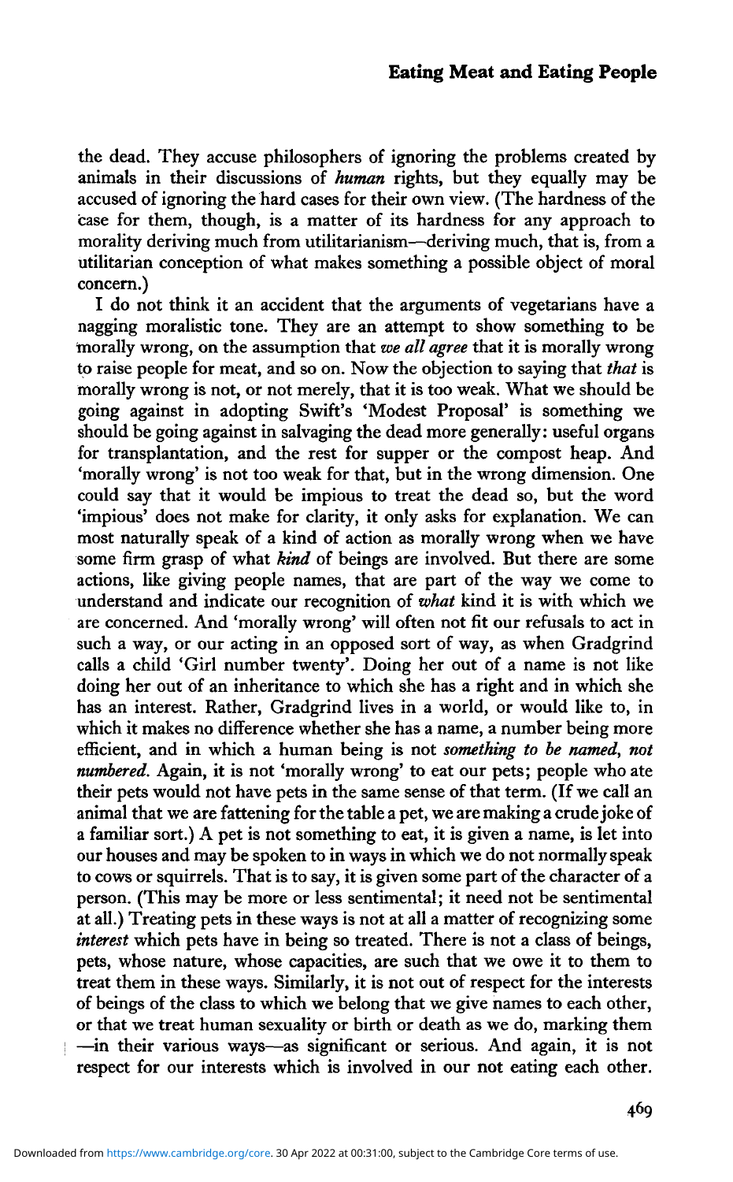the dead. They accuse philosophers of ignoring the problems created by animals in their discussions of *human* rights, but they equally may be accused of ignoring the hard cases for their own view. (The hardness of the case for them, though, is a matter of its hardness for any approach to morality deriving much from utilitarianism—deriving much, that is, from a utilitarian conception of what makes something a possible object of moral concern.)

I do not think it an accident that the arguments of vegetarians have a nagging moralistic tone. They are an attempt to show something to be morally wrong, on the assumption that *we all agree* that it is morally wrong to raise people for meat, and so on. Now the objection to saying that *that* is morally wrong is not, or not merely, that it is too weak. What we should be going against in adopting Swift's 'Modest Proposal' is something we should be going against in salvaging the dead more generally: useful organs for transplantation, and the rest for supper or the compost heap. And 'morally wrong' is not too weak for that, but in the wrong dimension. One could say that it would be impious to treat the dead so, but the word 'impious' does not make for clarity, it only asks for explanation. We can most naturally speak of a kind of action as morally wrong when we have some firm grasp of what *kind* of beings are involved. But there are some actions, like giving people names, that are part of the way we come to understand and indicate our recognition of *what* kind it is with which we are concerned. And 'morally wrong' will often not fit our refusals to act in such a way, or our acting in an opposed sort of way, as when Gradgrind calls a child 'Girl number twenty'. Doing her out of a name is not like doing her out of an inheritance to which she has a right and in which she has an interest. Rather, Gradgrind lives in a world, or would like to, in which it makes no difference whether she has a name, a number being more efficient, and in which a human being is not *something to be named, not numbered*. Again, it is not 'morally wrong' to eat our pets; people who ate their pets would not have pets in the same sense of that term. (If we call an animal that we are fattening for the table a pet, we are making a crude joke of a familiar sort.) A pet is not something to eat, it is given a name, is let into our houses and may be spoken to in ways in which we do not normally speak to cows or squirrels. That is to say, it is given some part of the character of a person. (This may be more or less sentimental; it need not be sentimental at all.) Treating pets in these ways is not at all a matter of recognizing some *interest* which pets have in being so treated. There is not a class of beings, pets, whose nature, whose capacities, are such that we owe it to them to treat them in these ways. Similarly, it is not out of respect for the interests of beings of the class to which we belong that we give names to each other, or that we treat human sexuality or birth or death as we do, marking them —in their various ways—as significant or serious. And again, it is not respect for our interests which is involved in our not eating each other.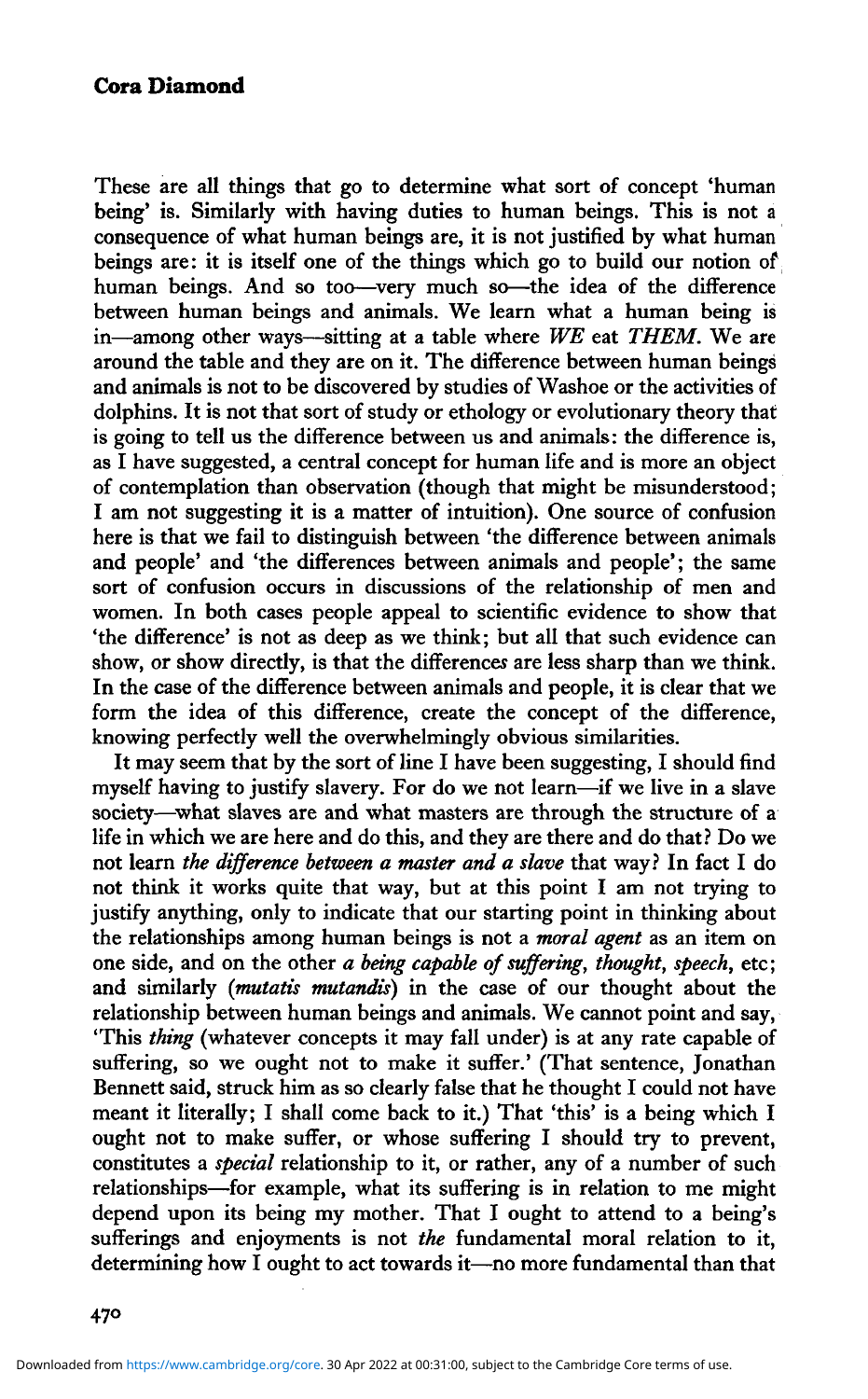These are all things that go to determine what sort of concept 'human being' is. Similarly with having duties to human beings. This is not a consequence of what human beings are, it is not justified by what human beings are: it is itself one of the things which go to build our notion of human beings. And so too—very much so—the idea of the difference between human beings and animals. We learn what a human being is in—among other ways—sitting at a table where *WE* eat *THEM*. We are around the table and they are on it. The difference between human beings and animals is not to be discovered by studies of Washoe or the activities of dolphins. It is not that sort of study or ethology or evolutionary theory that is going to tell us the difference between us and animals: the difference is, as I have suggested, a central concept for human life and is more an object of contemplation than observation (though that might be misunderstood; I am not suggesting it is a matter of intuition). One source of confusion here is that we fail to distinguish between 'the difference between animals and people' and 'the differences between animals and people'; the same sort of confusion occurs in discussions of the relationship of men and women. In both cases people appeal to scientific evidence to show that 'the difference' is not as deep as we think; but all that such evidence can show, or show directly, is that the difference*s* are less sharp than we think. In the case of the difference between animals and people, it is clear that we form the idea of this difference, create the concept of the difference, knowing perfectly well the overwhelmingly obvious similarities.

It may seem that by the sort of line I have been suggesting, I should find myself having to justify slavery. For do we not learn—if we live in a slave society—what slaves are and what masters are through the structure of a life in which we are here and do this, and they are there and do that? Do we not learn *the difference between a master and a slave* that way? In fact I do not think it works quite that way, but at this point I am not trying to justify anything, only to indicate that our starting point in thinking about the relationships among human beings is not a *moral agent* as an item on one side, and on the other *a being capable of suffering, thought, speech*, etc; and similarly (*mutatis mutandis*) in the case of our thought about the relationship between human beings and animals. We cannot point and say, 'This *thing* (whatever concepts it may fall under) is at any rate capable of suffering, so we ought not to make it suffer.' (That sentence, Jonathan Bennett said, struck him as so clearly false that he thought I could not have meant it literally; I shall come back to it.) That 'this' is a being which I ought not to make suffer, or whose suffering I should try to prevent, constitutes a *special* relationship to it, or rather, any of a number of such relationships—for example, what its suffering is in relation to me might depend upon its being my mother. That I ought to attend to a being's sufferings and enjoyments is not *the* fundamental moral relation to it, determining how I ought to act towards it—no more fundamental than that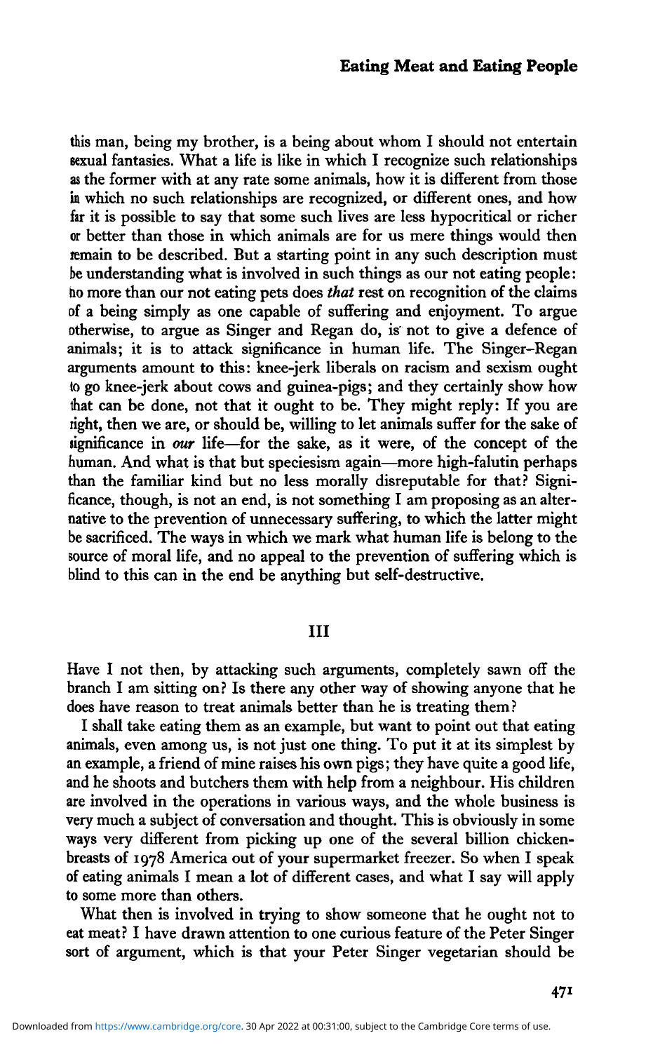this man, being my brother, is a being about whom I should not entertain sexual fantasies. What a life is like in which I recognize such relationships as the former with at any rate some animals, how it is different from those in which no such relationships are recognized, or different ones, and how far it is possible to say that some such lives are less hypocritical or richer or better than those in which animals are for us mere things would then remain to be described. But a starting point in any such description must be understanding what is involved in such things as our not eating people: no more than our not eating pets does *that* rest on recognition of the claims of a being simply as one capable of suffering and enjoyment. To argue otherwise, to argue as Singer and Regan do, is not to give a defence of animals; it is to attack significance in human life. The Singer–Regan arguments amount to this: knee-jerk liberals on racism and sexism ought to go knee-jerk about cows and guinea-pigs; and they certainly show how that can be done, not that it ought to be. They might reply: If you are right, then we are, or should be, willing to let animals suffer for the sake of significance in *our* life—for the sake, as it were, of the concept of the human. And what is that but speciesism again—more high-falutin perhaps than the familiar kind but no less morally disreputable for that? Significance, though, is not an end, is not something I am proposing as an alternative to the prevention of unnecessary suffering, to which the latter might be sacrificed. The ways in which we mark what human life is belong to the source of moral life, and no appeal to the prevention of suffering which is blind to this can in the end be anything but self-destructive.

## III

Have I not then, by attacking such arguments, completely sawn off the branch I am sitting on? Is there any other way of showing anyone that he does have reason to treat animals better than he is treating them?

I shall take eating them as an example, but want to point out that eating animals, even among us, is not just one thing. To put it at its simplest by an example, a friend of mine raises his own pigs; they have quite a good life, and he shoots and butchers them with help from a neighbour. His children are involved in the operations in various ways, and the whole business is very much a subject of conversation and thought. This is obviously in some ways very different from picking up one of the several billion chicken-breasts of 1978 America out of your supermarket freezer. So when I speak of eating animals I mean a lot of different cases, and what I say will apply to some more than others.

What then is involved in trying to show someone that he ought not to eat meat? I have drawn attention to one curious feature of the Peter Singer sort of argument, which is that your Peter Singer vegetarian should be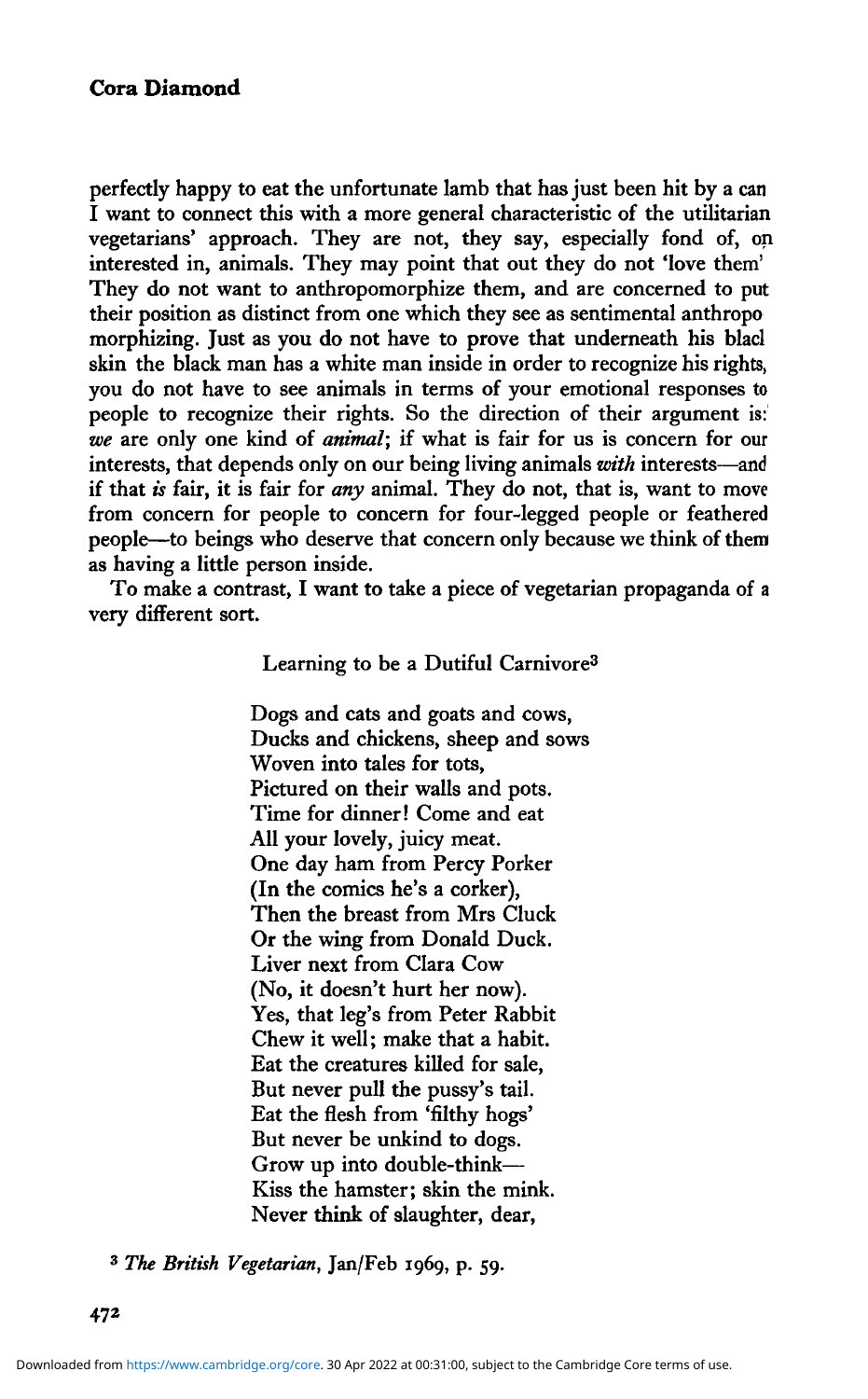perfectly happy to eat the unfortunate lamb that has just been hit by a car. I want to connect this with a more general characteristic of the utilitarian vegetarians' approach. They are not, they say, especially fond of, or interested in, animals. They may point that out they do not 'love them'. They do not want to anthropomorphize them, and are concerned to put their position as distinct from one which they see as sentimental anthropomorphizing. Just as you do not have to prove that underneath his black skin the black man has a white man inside in order to recognize his rights, you do not have to see animals in terms of your emotional responses to people to recognize their rights. So the direction of their argument is: *we* are only one kind of *animal*; if what is fair for us is concern for our interests, that depends only on our being living animals *with* interests—and if that *is* fair, it is fair for *any* animal. They do not, that is, want to move from concern for people to concern for four-legged people or feathered people—to beings who deserve that concern only because we think of them as having a little person inside.

To make a contrast, I want to take a piece of vegetarian propaganda of a very different sort.

Learning to be a Dutiful Carnivore[3]

Dogs and cats and goats and cows,
Ducks and chickens, sheep and sows
Woven into tales for tots,
Pictured on their walls and pots.
Time for dinner! Come and eat
All your lovely, juicy meat.
One day ham from Percy Porker
(In the comics he's a corker),
Then the breast from Mrs Cluck
Or the wing from Donald Duck.
Liver next from Clara Cow
(No, it doesn't hurt her now).
Yes, that leg's from Peter Rabbit
Chew it well; make that a habit.
Eat the creatures killed for sale,
But never pull the pussy's tail.
Eat the flesh from 'filthy hogs'
But never be unkind to dogs.
Grow up into double-think—
Kiss the hamster; skin the mink.
Never think of slaughter, dear,

[3] *The British Vegetarian*, Jan/Feb 1969, p. 59.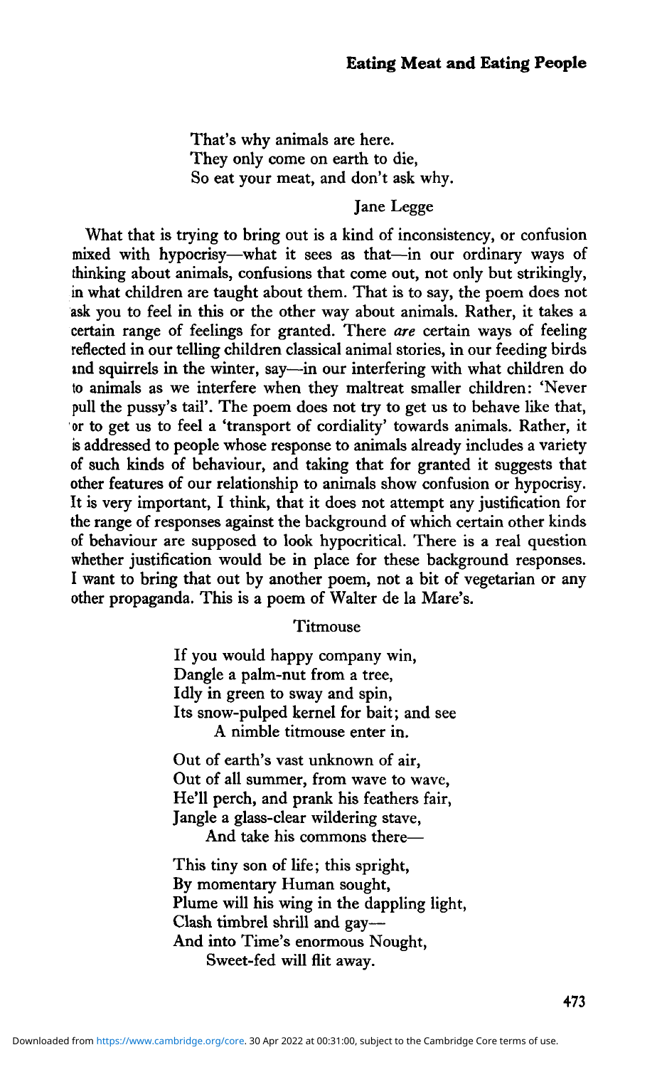That's why animals are here.
They only come on earth to die,
So eat your meat, and don't ask why.

Jane Legge

What that is trying to bring out is a kind of inconsistency, or confusion mixed with hypocrisy—what it sees as that—in our ordinary ways of thinking about animals, confusions that come out, not only but strikingly, in what children are taught about them. That is to say, the poem does not ask you to feel in this or the other way about animals. Rather, it takes a certain range of feelings for granted. There *are* certain ways of feeling reflected in our telling children classical animal stories, in our feeding birds and squirrels in the winter, say—in our interfering with what children do to animals as we interfere when they maltreat smaller children: 'Never pull the pussy's tail'. The poem does not try to get us to behave like that, or to get us to feel a 'transport of cordiality' towards animals. Rather, it is addressed to people whose response to animals already includes a variety of such kinds of behaviour, and taking that for granted it suggests that other features of our relationship to animals show confusion or hypocrisy. It is very important, I think, that it does not attempt any justification for the range of responses against the background of which certain other kinds of behaviour are supposed to look hypocritical. There is a real question whether justification would be in place for these background responses. I want to bring that out by another poem, not a bit of vegetarian or any other propaganda. This is a poem of Walter de la Mare's.

Titmouse

If you would happy company win,
Dangle a palm-nut from a tree,
Idly in green to sway and spin,
Its snow-pulped kernel for bait; and see
A nimble titmouse enter in.

Out of earth's vast unknown of air,
Out of all summer, from wave to wave,
He'll perch, and prank his feathers fair,
Jangle a glass-clear wildering stave,
And take his commons there—

This tiny son of life; this spright,
By momentary Human sought,
Plume will his wing in the dappling light,
Clash timbrel shrill and gay—
And into Time's enormous Nought,
Sweet-fed will flit away.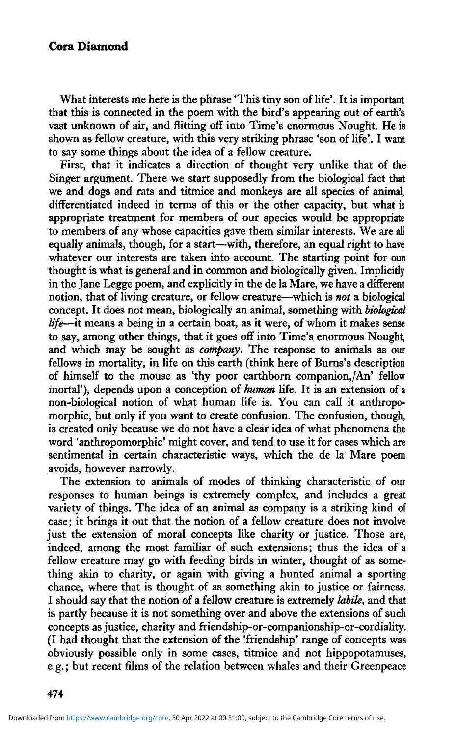What interests me here is the phrase 'This tiny son of life'. It is important that this is connected in the poem with the bird's appearing out of earth's vast unknown of air, and flitting off into Time's enormous Nought. He is shown as fellow creature, with this very striking phrase 'son of life'. I want to say some things about the idea of a fellow creature.

First, that it indicates a direction of thought very unlike that of the Singer argument. There we start supposedly from the biological fact that we and dogs and rats and titmice and monkeys are all species of animal, differentiated indeed in terms of this or the other capacity, but what is appropriate treatment for members of our species would be appropriate to members of any whose capacities gave them similar interests. We are all equally animals, though, for a start—with, therefore, an equal right to have whatever our interests are taken into account. The starting point for our thought is what is general and in common and biologically given. Implicitly in the Jane Legge poem, and explicitly in the de la Mare, we have a different notion, that of living creature, or fellow creature—which is *not* a biological concept. It does not mean, biologically an animal, something with *biological life*—it means a being in a certain boat, as it were, of whom it makes sense to say, among other things, that it goes off into Time's enormous Nought, and which may be sought as *company*. The response to animals as our fellows in mortality, in life on this earth (think here of Burns's description of himself to the mouse as 'thy poor earthborn companion,/An' fellow mortal'), depends upon a conception of *human* life. It is an extension of a non-biological notion of what human life is. You can call it anthropomorphic, but only if you want to create confusion. The confusion, though, is created only because we do not have a clear idea of what phenomena the word 'anthropomorphic' might cover, and tend to use it for cases which are sentimental in certain characteristic ways, which the de la Mare poem avoids, however narrowly.

The extension to animals of modes of thinking characteristic of our responses to human beings is extremely complex, and includes a great variety of things. The idea of an animal as company is a striking kind of case; it brings it out that the notion of a fellow creature does not involve just the extension of moral concepts like charity or justice. Those are, indeed, among the most familiar of such extensions; thus the idea of a fellow creature may go with feeding birds in winter, thought of as something akin to charity, or again with giving a hunted animal a sporting chance, where that is thought of as something akin to justice or fairness. I should say that the notion of a fellow creature is extremely *labile*, and that is partly because it is not something over and above the extensions of such concepts as justice, charity and friendship-or-companionship-or-cordiality. (I had thought that the extension of the 'friendship' range of concepts was obviously possible only in some cases, titmice and not hippopotamuses, e.g.; but recent films of the relation between whales and their Greenpeace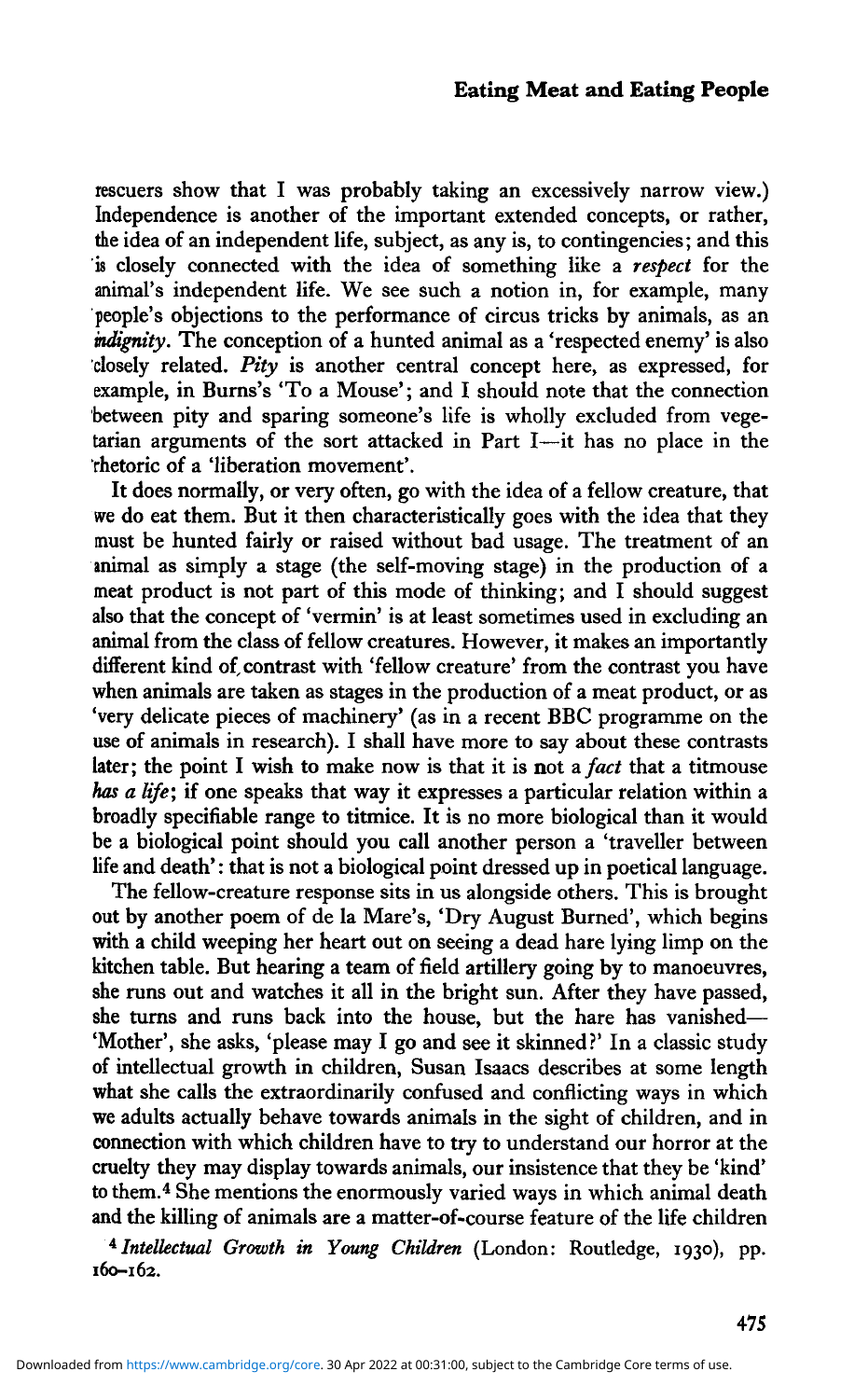rescuers show that I was probably taking an excessively narrow view.) Independence is another of the important extended concepts, or rather, the idea of an independent life, subject, as any is, to contingencies; and this is closely connected with the idea of something like a *respect* for the animal's independent life. We see such a notion in, for example, many people's objections to the performance of circus tricks by animals, as an *indignity*. The conception of a hunted animal as a 'respected enemy' is also closely related. *Pity* is another central concept here, as expressed, for example, in Burns's 'To a Mouse'; and I should note that the connection between pity and sparing someone's life is wholly excluded from vegetarian arguments of the sort attacked in Part I—it has no place in the rhetoric of a 'liberation movement'.

It does normally, or very often, go with the idea of a fellow creature, that we do eat them. But it then characteristically goes with the idea that they must be hunted fairly or raised without bad usage. The treatment of an animal as simply a stage (the self-moving stage) in the production of a meat product is not part of this mode of thinking; and I should suggest also that the concept of 'vermin' is at least sometimes used in excluding an animal from the class of fellow creatures. However, it makes an importantly different kind of contrast with 'fellow creature' from the contrast you have when animals are taken as stages in the production of a meat product, or as 'very delicate pieces of machinery' (as in a recent BBC programme on the use of animals in research). I shall have more to say about these contrasts later; the point I wish to make now is that it is not a *fact* that a titmouse *has a life*; if one speaks that way it expresses a particular relation within a broadly specifiable range to titmice. It is no more biological than it would be a biological point should you call another person a 'traveller between life and death': that is not a biological point dressed up in poetical language.

The fellow-creature response sits in us alongside others. This is brought out by another poem of de la Mare's, 'Dry August Burned', which begins with a child weeping her heart out on seeing a dead hare lying limp on the kitchen table. But hearing a team of field artillery going by to manoeuvres, she runs out and watches it all in the bright sun. After they have passed, she turns and runs back into the house, but the hare has vanished—'Mother', she asks, 'please may I go and see it skinned?' In a classic study of intellectual growth in children, Susan Isaacs describes at some length what she calls the extraordinarily confused and conflicting ways in which we adults actually behave towards animals in the sight of children, and in connection with which children have to try to understand our horror at the cruelty they may display towards animals, our insistence that they be 'kind' to them.[4] She mentions the enormously varied ways in which animal death and the killing of animals are a matter-of-course feature of the life children

[4] *Intellectual Growth in Young Children* (London: Routledge, 1930), pp. 160–162.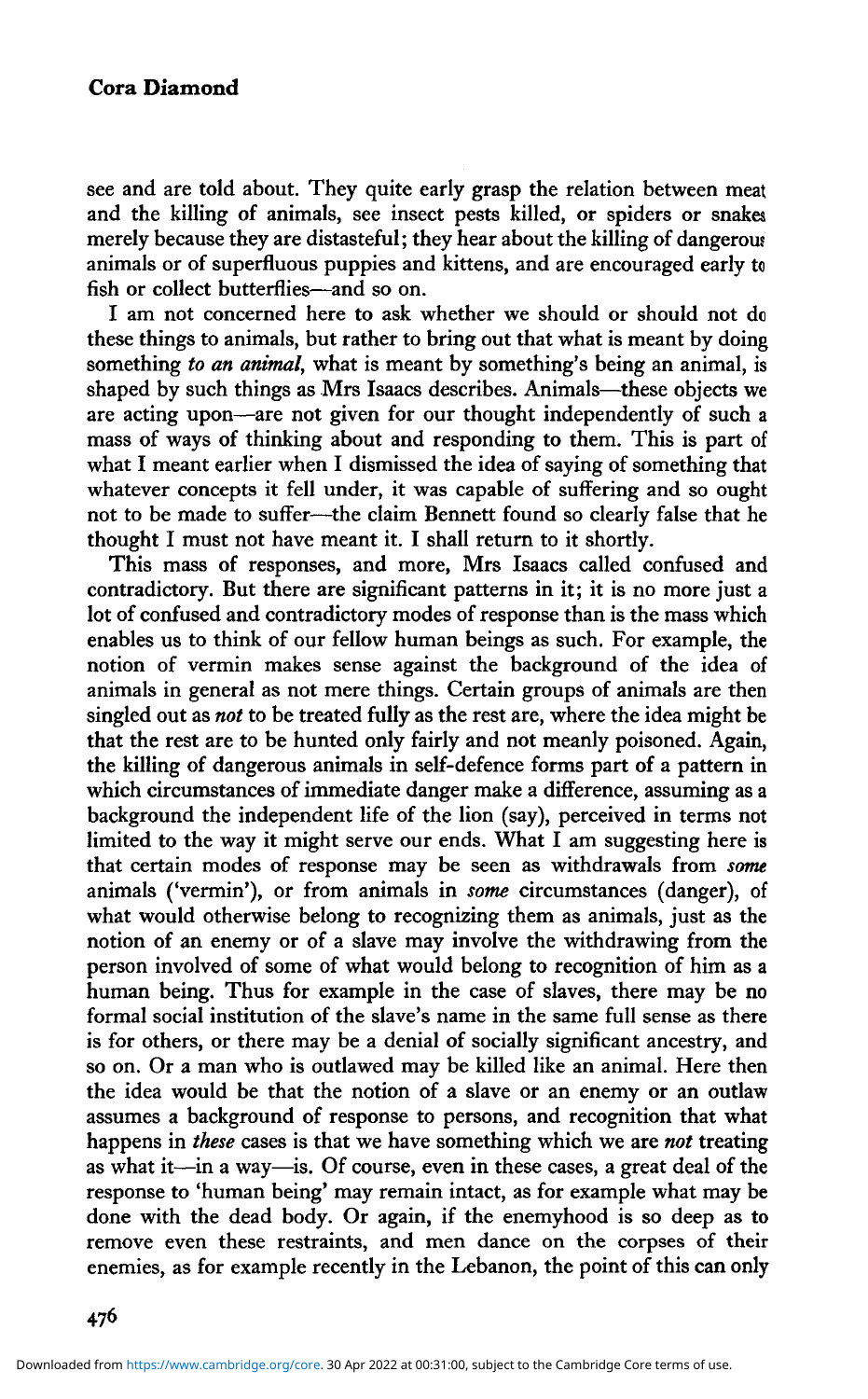see and are told about. They quite early grasp the relation between meat and the killing of animals, see insect pests killed, or spiders or snakes merely because they are distasteful; they hear about the killing of dangerous animals or of superfluous puppies and kittens, and are encouraged early to fish or collect butterflies—and so on.

I am not concerned here to ask whether we should or should not do these things to animals, but rather to bring out that what is meant by doing something *to an animal*, what is meant by something's being an animal, is shaped by such things as Mrs Isaacs describes. Animals—these objects we are acting upon—are not given for our thought independently of such a mass of ways of thinking about and responding to them. This is part of what I meant earlier when I dismissed the idea of saying of something that whatever concepts it fell under, it was capable of suffering and so ought not to be made to suffer—the claim Bennett found so clearly false that he thought I must not have meant it. I shall return to it shortly.

This mass of responses, and more, Mrs Isaacs called confused and contradictory. But there are significant patterns in it; it is no more just a lot of confused and contradictory modes of response than is the mass which enables us to think of our fellow human beings as such. For example, the notion of vermin makes sense against the background of the idea of animals in general as not mere things. Certain groups of animals are then singled out as *not* to be treated fully as the rest are, where the idea might be that the rest are to be hunted only fairly and not meanly poisoned. Again, the killing of dangerous animals in self-defence forms part of a pattern in which circumstances of immediate danger make a difference, assuming as a background the independent life of the lion (say), perceived in terms not limited to the way it might serve our ends. What I am suggesting here is that certain modes of response may be seen as withdrawals from *some* animals ('vermin'), or from animals in *some* circumstances (danger), of what would otherwise belong to recognizing them as animals, just as the notion of an enemy or of a slave may involve the withdrawing from the person involved of some of what would belong to recognition of him as a human being. Thus for example in the case of slaves, there may be no formal social institution of the slave's name in the same full sense as there is for others, or there may be a denial of socially significant ancestry, and so on. Or a man who is outlawed may be killed like an animal. Here then the idea would be that the notion of a slave or an enemy or an outlaw assumes a background of response to persons, and recognition that what happens in *these* cases is that we have something which we are *not* treating as what it—in a way—is. Of course, even in these cases, a great deal of the response to 'human being' may remain intact, as for example what may be done with the dead body. Or again, if the enemyhood is so deep as to remove even these restraints, and men dance on the corpses of their enemies, as for example recently in the Lebanon, the point of this can only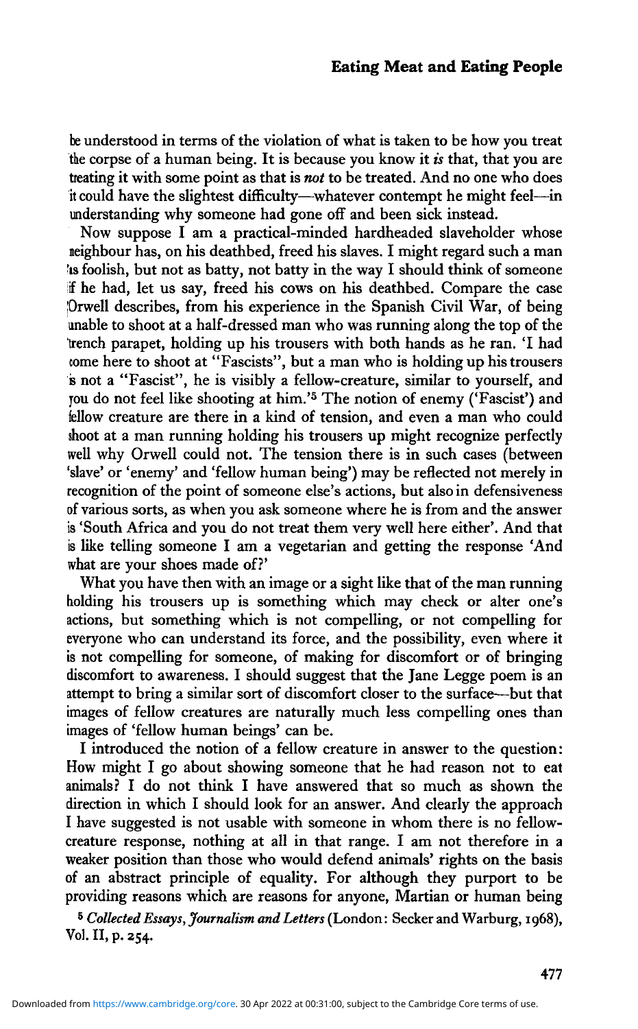be understood in terms of the violation of what is taken to be how you treat the corpse of a human being. It is because you know it *is* that, that you are treating it with some point as that is *not* to be treated. And no one who does it could have the slightest difficulty—whatever contempt he might feel—in understanding why someone had gone off and been sick instead.

Now suppose I am a practical-minded hardheaded slaveholder whose neighbour has, on his deathbed, freed his slaves. I might regard such a man as foolish, but not as batty, not batty in the way I should think of someone if he had, let us say, freed his cows on his deathbed. Compare the case Orwell describes, from his experience in the Spanish Civil War, of being unable to shoot at a half-dressed man who was running along the top of the trench parapet, holding up his trousers with both hands as he ran. 'I had come here to shoot at "Fascists", but a man who is holding up his trousers is not a "Fascist", he is visibly a fellow-creature, similar to yourself, and you do not feel like shooting at him.'[5] The notion of enemy ('Fascist') and fellow creature are there in a kind of tension, and even a man who could shoot at a man running holding his trousers up might recognize perfectly well why Orwell could not. The tension there is in such cases (between 'slave' or 'enemy' and 'fellow human being') may be reflected not merely in recognition of the point of someone else's actions, but also in defensiveness of various sorts, as when you ask someone where he is from and the answer is 'South Africa and you do not treat them very well here either'. And that is like telling someone I am a vegetarian and getting the response 'And what are your shoes made of?'

What you have then with an image or a sight like that of the man running holding his trousers up is something which may check or alter one's actions, but something which is not compelling, or not compelling for everyone who can understand its force, and the possibility, even where it is not compelling for someone, of making for discomfort or of bringing discomfort to awareness. I should suggest that the Jane Legge poem is an attempt to bring a similar sort of discomfort closer to the surface—but that images of fellow creatures are naturally much less compelling ones than images of 'fellow human beings' can be.

I introduced the notion of a fellow creature in answer to the question: How might I go about showing someone that he had reason not to eat animals? I do not think I have answered that so much as shown the direction in which I should look for an answer. And clearly the approach I have suggested is not usable with someone in whom there is no fellow-creature response, nothing at all in that range. I am not therefore in a weaker position than those who would defend animals' rights on the basis of an abstract principle of equality. For although they purport to be providing reasons which are reasons for anyone, Martian or human being

[5] *Collected Essays, Journalism and Letters* (London: Secker and Warburg, 1968), Vol. II, p. 254.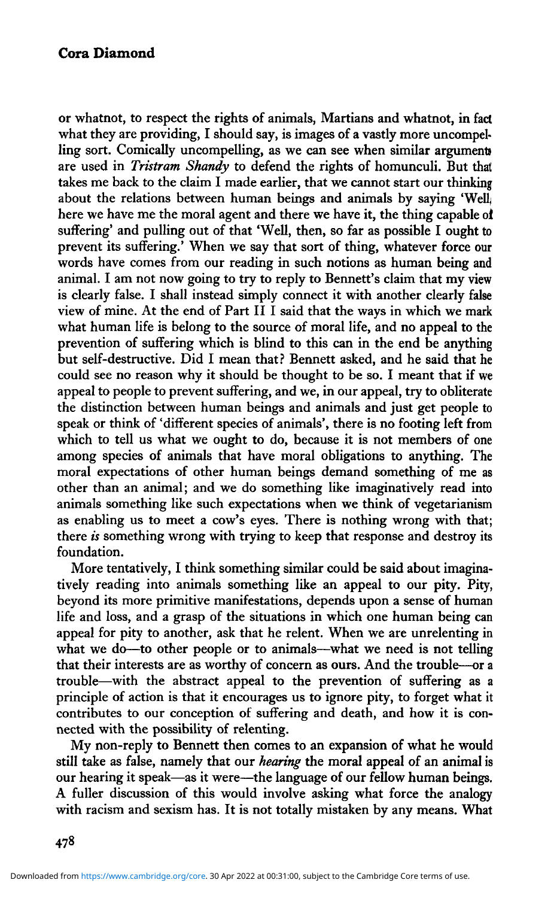or whatnot, to respect the rights of animals, Martians and whatnot, in fact what they are providing, I should say, is images of a vastly more uncompelling sort. Comically uncompelling, as we can see when similar arguments are used in *Tristram Shandy* to defend the rights of homunculi. But that takes me back to the claim I made earlier, that we cannot start our thinking about the relations between human beings and animals by saying 'Well, here we have me the moral agent and there we have it, the thing capable of suffering' and pulling out of that 'Well, then, so far as possible I ought to prevent its suffering.' When we say that sort of thing, whatever force our words have comes from our reading in such notions as human being and animal. I am not now going to try to reply to Bennett's claim that my view is clearly false. I shall instead simply connect it with another clearly false view of mine. At the end of Part II I said that the ways in which we mark what human life is belong to the source of moral life, and no appeal to the prevention of suffering which is blind to this can in the end be anything but self-destructive. Did I mean that? Bennett asked, and he said that he could see no reason why it should be thought to be so. I meant that if we appeal to people to prevent suffering, and we, in our appeal, try to obliterate the distinction between human beings and animals and just get people to speak or think of 'different species of animals', there is no footing left from which to tell us what we ought to do, because it is not members of one among species of animals that have moral obligations to anything. The moral expectations of other human beings demand something of me as other than an animal; and we do something like imaginatively read into animals something like such expectations when we think of vegetarianism as enabling us to meet a cow's eyes. There is nothing wrong with that; there *is* something wrong with trying to keep that response and destroy its foundation.

More tentatively, I think something similar could be said about imaginatively reading into animals something like an appeal to our pity. Pity, beyond its more primitive manifestations, depends upon a sense of human life and loss, and a grasp of the situations in which one human being can appeal for pity to another, ask that he relent. When we are unrelenting in what we do—to other people or to animals—what we need is not telling that their interests are as worthy of concern as ours. And the trouble—or a trouble—with the abstract appeal to the prevention of suffering as a principle of action is that it encourages us to ignore pity, to forget what it contributes to our conception of suffering and death, and how it is connected with the possibility of relenting.

My non-reply to Bennett then comes to an expansion of what he would still take as false, namely that our *hearing* the moral appeal of an animal is our hearing it speak—as it were—the language of our fellow human beings. A fuller discussion of this would involve asking what force the analogy with racism and sexism has. It is not totally mistaken by any means. What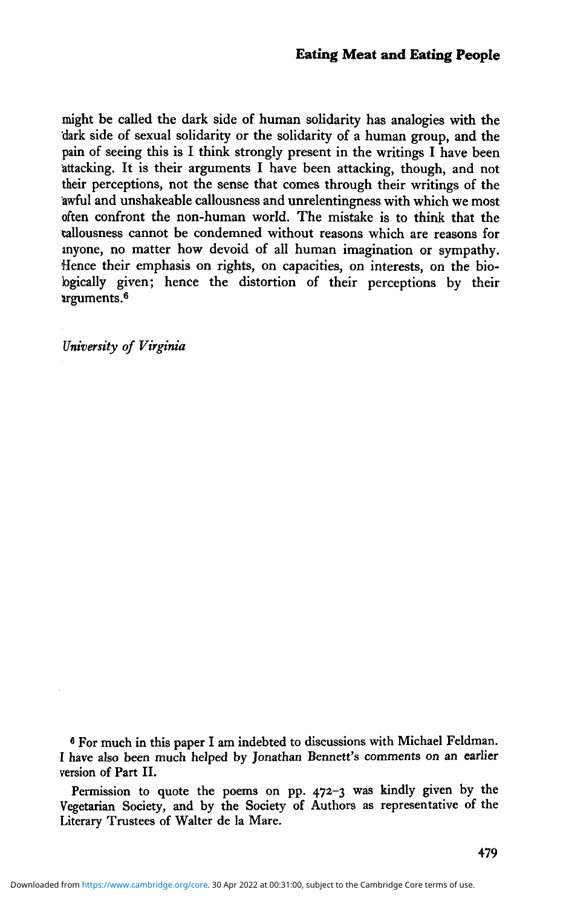might be called the dark side of human solidarity has analogies with the dark side of sexual solidarity or the solidarity of a human group, and the pain of seeing this is I think strongly present in the writings I have been attacking. It is their arguments I have been attacking, though, and not their perceptions, not the sense that comes through their writings of the awful and unshakeable callousness and unrelentingness with which we most often confront the non-human world. The mistake is to think that the callousness cannot be condemned without reasons which are reasons for anyone, no matter how devoid of all human imagination or sympathy. Hence their emphasis on rights, on capacities, on interests, on the biologically given; hence the distortion of their perceptions by their arguments.[6]

*University of Virginia*

[6] For much in this paper I am indebted to discussions with Michael Feldman. I have also been much helped by Jonathan Bennett's comments on an earlier version of Part II.

Permission to quote the poems on pp. 472–3 was kindly given by the Vegetarian Society, and by the Society of Authors as representative of the Literary Trustees of Walter de la Mare.